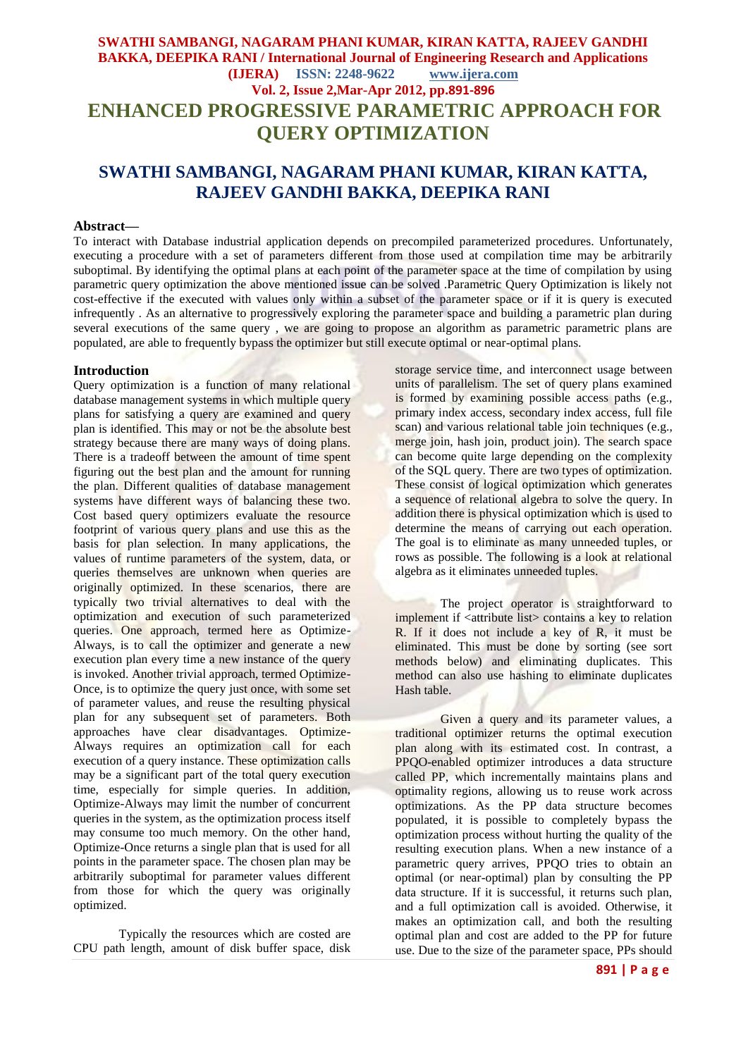# ENHANCED PROGRESSIVE PARAMETRIC APPROACH FOR QUERY OPTIMIZATION

## SWATHI SAMBANGI, NAGARAM PHANI KUMAR, KIRAN KATTA, RAJEEV GANDHI BAKKA, DEEPIKA RANI

**Abstract—**

To interact with Database industrial application depends on precompiled parameterized procedures. Unfortunately, executing a procedure with a set of parameters different from those used at compilation time may be arbitrarily suboptimal. By identifying the optimal plans at each point of the parameter space at the time of compilation by using parametric query optimization the above mentioned issue can be solved .Parametric Query Optimization is likely not cost-effective if the executed with values only within a subset of the parameter space or if it is query is executed infrequently . As an alternative to progressively exploring the parameter space and building a parametric plan during several executions of the same query , we are going to propose an algorithm as parametric parametric plans are populated, are able to frequently bypass the optimizer but still execute optimal or near-optimal plans.

**Introduction**

Query optimization is a function of many relational database management systems in which multiple query plans for satisfying a query are examined and query plan is identified. This may or not be the absolute best strategy because there are many ways of doing plans. There is a tradeoff between the amount of time spent figuring out the best plan and the amount for running the plan. Different qualities of database management systems have different ways of balancing these two. Cost based query optimizers evaluate the resource footprint of various query plans and use this as the basis for plan selection. In many applications, the values of runtime parameters of the system, data, or queries themselves are unknown when queries are originally optimized. In these scenarios, there are typically two trivial alternatives to deal with the optimization and execution of such parameterized queries. One approach, termed here as Optimize-Always, is to call the optimizer and generate a new execution plan every time a new instance of the query is invoked. Another trivial approach, termed Optimize-Once, is to optimize the query just once, with some set of parameter values, and reuse the resulting physical plan for any subsequent set of parameters. Both approaches have clear disadvantages. Optimize-Always requires an optimization call for each execution of a query instance. These optimization calls may be a significant part of the total query execution time, especially for simple queries. In addition, Optimize-Always may limit the number of concurrent queries in the system, as the optimization process itself may consume too much memory. On the other hand, Optimize-Once returns a single plan that is used for all points in the parameter space. The chosen plan may be arbitrarily suboptimal for parameter values different from those for which the query was originally optimized.

Typically the resources which are costed are CPU path length, amount of disk buffer space, disk storage service time, and interconnect usage between units of parallelism. The set of query plans examined is formed by examining possible access paths (e.g., primary index access, secondary index access, full file scan) and various relational table join techniques (e.g., merge join, hash join, product join). The search space can become quite large depending on the complexity of the SQL query. There are two types of optimization. These consist of logical optimization which generates a sequence of relational algebra to solve the query. In addition there is physical optimization which is used to determine the means of carrying out each operation. The goal is to eliminate as many unneeded tuples, or rows as possible. The following is a look at relational algebra as it eliminates unneeded tuples.

The project operator is straightforward to implement if <attribute list> contains a key to relation R. If it does not include a key of R, it must be eliminated. This must be done by sorting (see sort methods below) and eliminating duplicates. This method can also use hashing to eliminate duplicates Hash table.

Given a query and its parameter values, a traditional optimizer returns the optimal execution plan along with its estimated cost. In contrast, a PPQO-enabled optimizer introduces a data structure called PP, which incrementally maintains plans and optimality regions, allowing us to reuse work across optimizations. As the PP data structure becomes populated, it is possible to completely bypass the optimization process without hurting the quality of the resulting execution plans. When a new instance of a parametric query arrives, PPQO tries to obtain an optimal (or near-optimal) plan by consulting the PP data structure. If it is successful, it returns such plan, and a full optimization call is avoided. Otherwise, it makes an optimization call, and both the resulting optimal plan and cost are added to the PP for future use. Due to the size of the parameter space, PPs should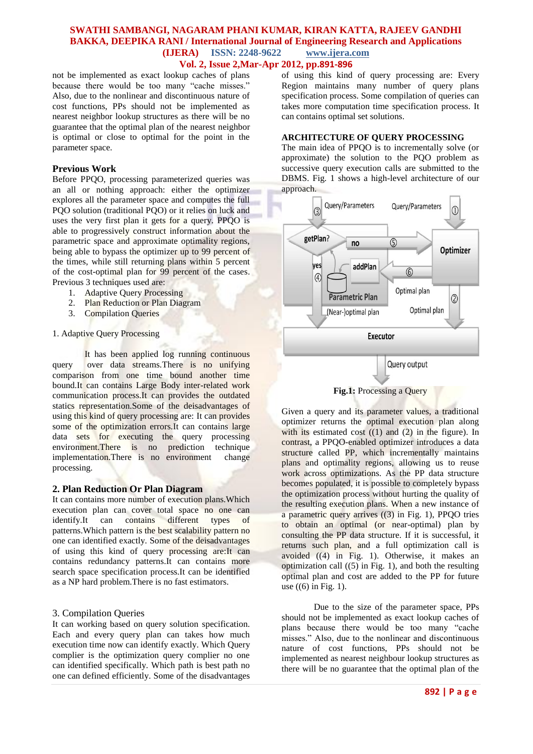not be implemented as exact lookup caches of plans because there would be too many "cache misses." Also, due to the nonlinear and discontinuous nature of cost functions, PPs should not be implemented as nearest neighbor lookup structures as there will be no guarantee that the optimal plan of the nearest neighbor is optimal or close to optimal for the point in the parameter space.

## Previous Work

Before PPQO, processing parameterized queries was an all or nothing approach: either the optimizer explores all the parameter space and computes the full PQO solution (traditional PQO) or it relies on luck and uses the very first plan it gets for a query. PPQO is able to progressively construct information about the parametric space and approximate optimality regions, being able to bypass the optimizer up to 99 percent of the times, while still returning plans within 5 percent of the cost-optimal plan for 99 percent of the cases. Previous 3 techniques used are:

1. Adaptive Query Processing
2. Plan Reduction or Plan Diagram
3. Compilation Queries

1. Adaptive Query Processing

It has been applied log running continuous query over data streams.There is no unifying comparison from one time bound another time bound.It can contains Large Body inter-related work communication process.It can provides the outdated statics representation.Some of the deisadvantages of using this kind of query processing are: It can provides some of the optimization errors.It can contains large data sets for executing the query processing environment.There is no prediction technique implementation.There is no environment change processing.

### 2. Plan Reduction Or Plan Diagram

It can contains more number of execution plans.Which execution plan can cover total space no one can identify.It can contains different types of patterns.Which pattern is the best scalability pattern no one can identified exactly. Some of the deisadvantages of using this kind of query processing are:It can contains redundancy patterns.It can contains more search space specification process.It can be identified as a NP hard problem.There is no fast estimators.

3. Compilation Queries

It can working based on query solution specification. Each and every query plan can takes how much execution time now can identify exactly. Which Query complier is the optimization query complier no one can identified specifically. Which path is best path no one can defined efficiently. Some of the disadvantages of using this kind of query processing are: Every Region maintains many number of query plans specification process. Some compilation of queries can takes more computation time specification process. It can contains optimal set solutions.

## ARCHITECTURE OF QUERY PROCESSING

The main idea of PPQO is to incrementally solve (or approximate) the solution to the PQO problem as successive query execution calls are submitted to the DBMS. Fig. 1 shows a high-level architecture of our approach.

**Fig.1:** Processing a Query

Given a query and its parameter values, a traditional optimizer returns the optimal execution plan along with its estimated cost ((1) and (2) in the figure). In contrast, a PPQO-enabled optimizer introduces a data structure called PP, which incrementally maintains plans and optimality regions, allowing us to reuse work across optimizations. As the PP data structure becomes populated, it is possible to completely bypass the optimization process without hurting the quality of the resulting execution plans. When a new instance of a parametric query arrives ((3) in Fig. 1), PPQO tries to obtain an optimal (or near-optimal) plan by consulting the PP data structure. If it is successful, it returns such plan, and a full optimization call is avoided ((4) in Fig. 1). Otherwise, it makes an optimization call ((5) in Fig. 1), and both the resulting optimal plan and cost are added to the PP for future use ((6) in Fig. 1).

Due to the size of the parameter space, PPs should not be implemented as exact lookup caches of plans because there would be too many "cache misses." Also, due to the nonlinear and discontinuous nature of cost functions, PPs should not be implemented as nearest neighbour lookup structures as there will be no guarantee that the optimal plan of the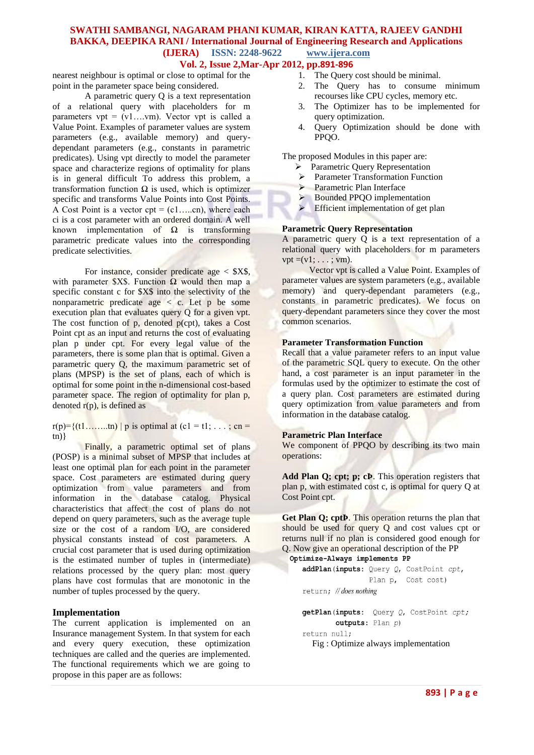nearest neighbour is optimal or close to optimal for the point in the parameter space being considered.

A parametric query Q is a text representation of a relational query with placeholders for m parameters vpt = (v1….vm). Vector vpt is called a Value Point. Examples of parameter values are system parameters (e.g., available memory) and query-dependant parameters (e.g., constants in parametric predicates). Using vpt directly to model the parameter space and characterize regions of optimality for plans is in general difficult To address this problem, a transformation function Ω is used, which is optimizer specific and transforms Value Points into Cost Points. A Cost Point is a vector cpt = (c1…..cn), where each ci is a cost parameter with an ordered domain. A well known implementation of Ω is transforming parametric predicate values into the corresponding predicate selectivities.

For instance, consider predicate age < $X$, with parameter $X$. Function Ω would then map a specific constant c for $X$ into the selectivity of the nonparametric predicate age < c. Let p be some execution plan that evaluates query Q for a given vpt. The cost function of p, denoted p(cpt), takes a Cost Point cpt as an input and returns the cost of evaluating plan p under cpt. For every legal value of the parameters, there is some plan that is optimal. Given a parametric query Q, the maximum parametric set of plans (MPSP) is the set of plans, each of which is optimal for some point in the n-dimensional cost-based parameter space. The region of optimality for plan p, denoted r(p), is defined as

r(p)={(t1……..tn) | p is optimal at (c1 = t1; . . . ; cn = tn)}

Finally, a parametric optimal set of plans (POSP) is a minimal subset of MPSP that includes at least one optimal plan for each point in the parameter space. Cost parameters are estimated during query optimization from value parameters and from information in the database catalog. Physical characteristics that affect the cost of plans do not depend on query parameters, such as the average tuple size or the cost of a random I/O, are considered physical constants instead of cost parameters. A crucial cost parameter that is used during optimization is the estimated number of tuples in (intermediate) relations processed by the query plan: most query plans have cost formulas that are monotonic in the number of tuples processed by the query.

## Implementation

The current application is implemented on an Insurance management System. In that system for each and every query execution, these optimization techniques are called and the queries are implemented. The functional requirements which we are going to propose in this paper are as follows:

1. The Query cost should be minimal.
2. The Query has to consume minimum recourses like CPU cycles, memory etc.
3. The Optimizer has to be implemented for query optimization.
4. Query Optimization should be done with PPQO.

The proposed Modules in this paper are:

- Parametric Query Representation
- Parameter Transformation Function
- Parametric Plan Interface
- Bounded PPQO implementation
- Efficient implementation of get plan

### Parametric Query Representation

A parametric query Q is a text representation of a relational query with placeholders for m parameters vpt =(v1; . . . ; vm).

Vector vpt is called a Value Point. Examples of parameter values are system parameters (e.g., available memory) and query-dependant parameters (e.g., constants in parametric predicates). We focus on query-dependant parameters since they cover the most common scenarios.

### Parameter Transformation Function

Recall that a value parameter refers to an input value of the parametric SQL query to execute. On the other hand, a cost parameter is an input parameter in the formulas used by the optimizer to estimate the cost of a query plan. Cost parameters are estimated during query optimization from value parameters and from information in the database catalog.

### Parametric Plan Interface

We component of PPQO by describing its two main operations:

**Add Plan Q; cpt; p; cÞ**. This operation registers that plan p, with estimated cost c, is optimal for query Q at Cost Point cpt.

**Get Plan Q; cptÞ**. This operation returns the plan that should be used for query Q and cost values cpt or returns null if no plan is considered good enough for Q. Now give an operational description of the PP

```
Optimize-Always implements PP
    addPlan(inputs: Query Q, CostPoint cpt,
                    Plan p,  Cost cost)
    return; // does nothing

    getPlan(inputs:  Query Q, CostPoint cpt;
            outputs: Plan p)
    return null;
```

Fig : Optimize always implementation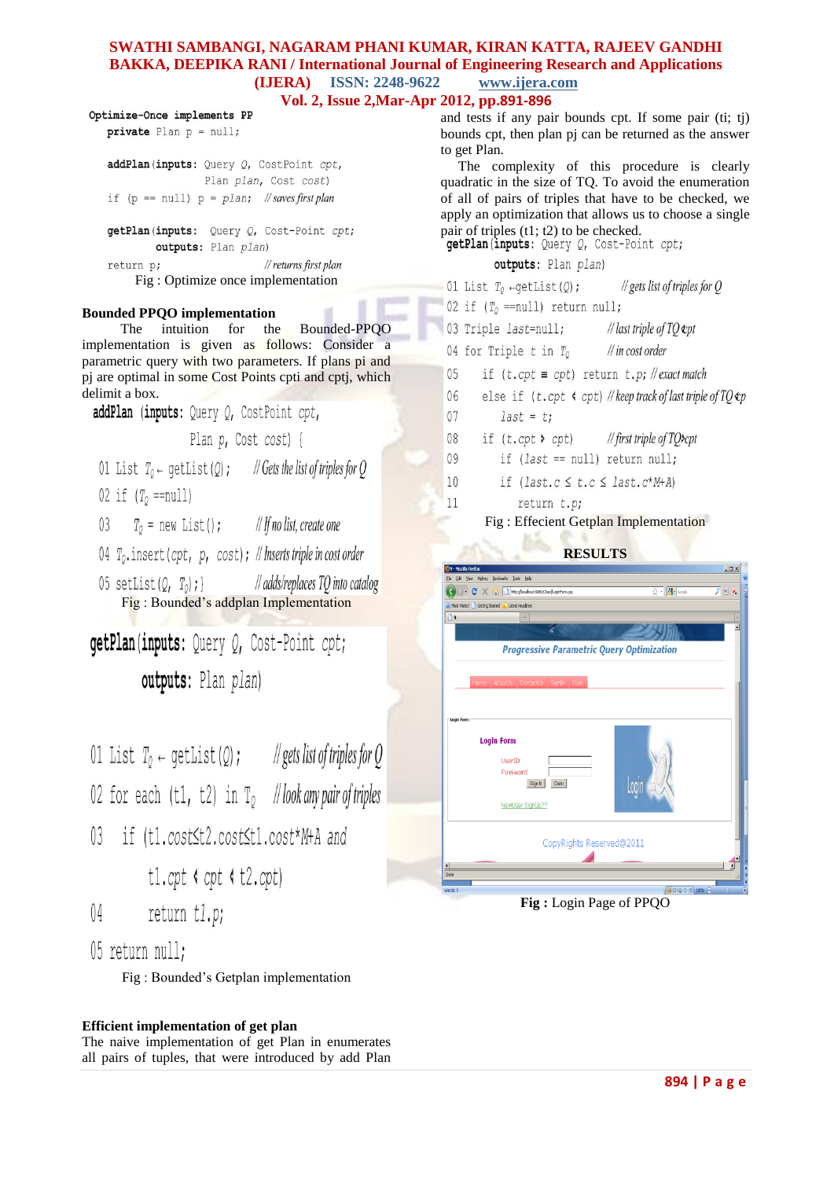```
Optimize-Once implements PP
  private Plan p = null;

  addPlan(inputs: Query Q, CostPoint cpt,
                  Plan plan, Cost cost)
  if (p == null) p = plan;   // saves first plan

  getPlan(inputs:  Query Q, Cost-Point cpt;
          outputs: Plan plan)
  return p;                  // returns first plan
```

Fig : Optimize once implementation

**Bounded PPQO implementation**

The intuition for the Bounded-PPQO implementation is given as follows: Consider a parametric query with two parameters. If plans pi and pj are optimal in some Cost Points cpti and cptj, which delimit a box.

```
addPlan (inputs: Query Q, CostPoint cpt,
                 Plan p, Cost cost) {
01 List TQ ← getList(Q);         // Gets the list of triples for Q
02 if (TQ ==null)
03     TQ = new List();          // If no list, create one
04 TQ.insert(cpt, p, cost);      // Inserts triple in cost order
05 setList(Q, TQ);}              // adds/replaces TQ into catalog
```

Fig : Bounded's addplan Implementation

```
getPlan(inputs: Query Q, Cost-Point cpt;
        outputs: Plan plan)

01 List TQ ← getList(Q);        // gets list of triples for Q
02 for each (t1, t2) in TQ      // look any pair of triples
03   if (t1.cost≤t2.cost≤t1.cost*M+A and
         t1.cpt < cpt < t2.cpt)
04       return t1.p;
05 return null;
```

Fig : Bounded's Getplan implementation

**Efficient implementation of get plan**

The naive implementation of get Plan in enumerates all pairs of tuples, that were introduced by add Plan and tests if any pair bounds cpt. If some pair (ti; tj) bounds cpt, then plan pj can be returned as the answer to get Plan.

The complexity of this procedure is clearly quadratic in the size of TQ. To avoid the enumeration of all of pairs of triples that have to be checked, we apply an optimization that allows us to choose a single pair of triples (t1; t2) to be checked.

```
getPlan(inputs: Query Q, Cost-Point cpt;
        outputs: Plan plan)
01 List TQ ←getList(Q);          // gets list of triples for Q
02 if (TQ ==null) return null;
03 Triple last=null;             // last triple of TQ ⊲cpt
04 for Triple t in TQ            // in cost order
05   if (t.cpt ≡ cpt) return t.p; // exact match
06   else if (t.cpt ⊲ cpt) // keep track of last triple of TQ ⊲cpt
07     last = t;
08   if (t.cpt ⊳ cpt)            // first triple of TQ⊳cpt
09     if (last == null) return null;
10     if (last.c ≤ t.c ≤ last.c*M+A)
11       return t.p;
```

Fig : Effecient Getplan Implementation

## RESULTS

Fig : Login Page of PPQO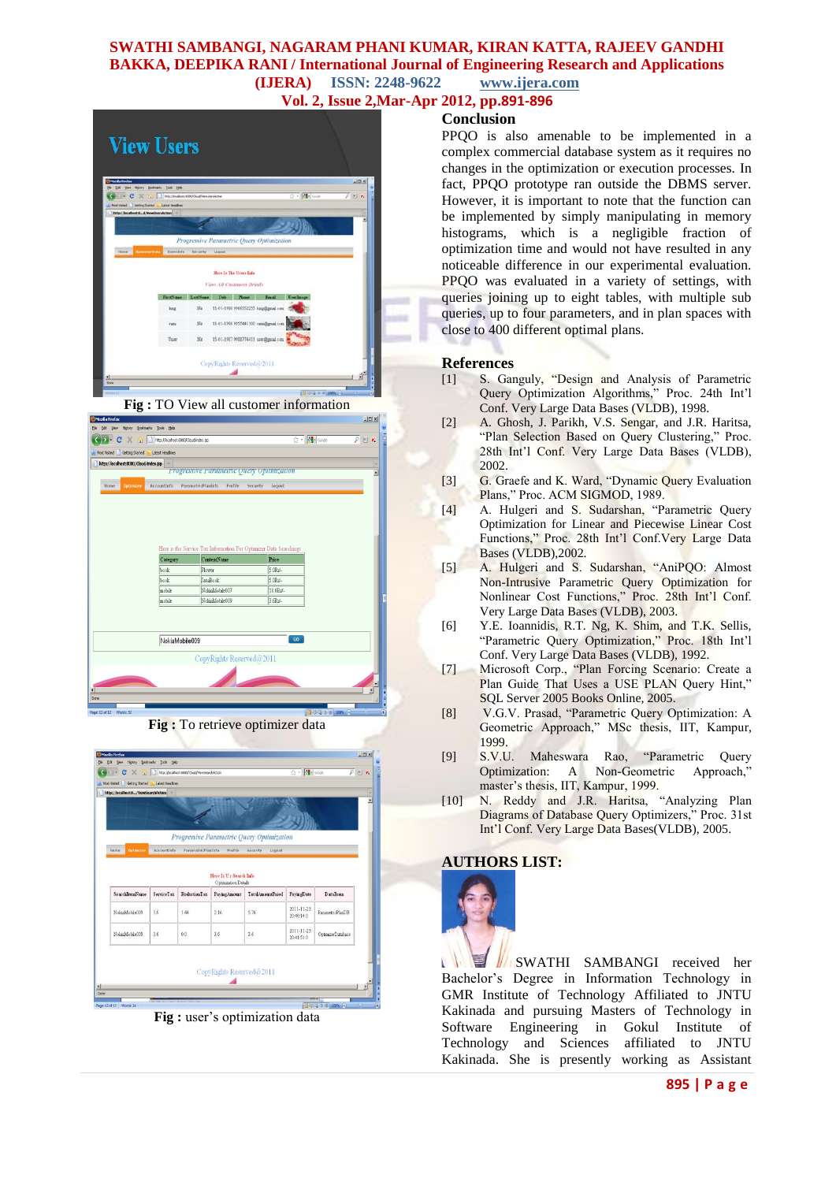Fig : TO View all customer information

Fig : To retrieve optimizer data

Fig : user's optimization data

## Conclusion

PPQO is also amenable to be implemented in a complex commercial database system as it requires no changes in the optimization or execution processes. In fact, PPQO prototype ran outside the DBMS server. However, it is important to note that the function can be implemented by simply manipulating in memory histograms, which is a negligible fraction of optimization time and would not have resulted in any noticeable difference in our experimental evaluation. PPQO was evaluated in a variety of settings, with queries joining up to eight tables, with multiple sub queries, up to four parameters, and in plan spaces with close to 400 different optimal plans.

## References

[1] S. Ganguly, "Design and Analysis of Parametric Query Optimization Algorithms," Proc. 24th Int'l Conf. Very Large Data Bases (VLDB), 1998.

[2] A. Ghosh, J. Parikh, V.S. Sengar, and J.R. Haritsa, "Plan Selection Based on Query Clustering," Proc. 28th Int'l Conf. Very Large Data Bases (VLDB), 2002.

[3] G. Graefe and K. Ward, "Dynamic Query Evaluation Plans," Proc. ACM SIGMOD, 1989.

[4] A. Hulgeri and S. Sudarshan, "Parametric Query Optimization for Linear and Piecewise Linear Cost Functions," Proc. 28th Int'l Conf.Very Large Data Bases (VLDB),2002.

[5] A. Hulgeri and S. Sudarshan, "AniPQO: Almost Non-Intrusive Parametric Query Optimization for Nonlinear Cost Functions," Proc. 28th Int'l Conf. Very Large Data Bases (VLDB), 2003.

[6] Y.E. Ioannidis, R.T. Ng, K. Shim, and T.K. Sellis, "Parametric Query Optimization," Proc. 18th Int'l Conf. Very Large Data Bases (VLDB), 1992.

[7] Microsoft Corp., "Plan Forcing Scenario: Create a Plan Guide That Uses a USE PLAN Query Hint," SQL Server 2005 Books Online, 2005.

[8] V.G.V. Prasad, "Parametric Query Optimization: A Geometric Approach," MSc thesis, IIT, Kampur, 1999.

[9] S.V.U. Maheswara Rao, "Parametric Query Optimization: A Non-Geometric Approach," master's thesis, IIT, Kampur, 1999.

[10] N. Reddy and J.R. Haritsa, "Analyzing Plan Diagrams of Database Query Optimizers," Proc. 31st Int'l Conf. Very Large Data Bases(VLDB), 2005.

## AUTHORS LIST:

SWATHI SAMBANGI received her Bachelor's Degree in Information Technology in GMR Institute of Technology Affiliated to JNTU Kakinada and pursuing Masters of Technology in Software Engineering in Gokul Institute of Technology and Sciences affiliated to JNTU Kakinada. She is presently working as Assistant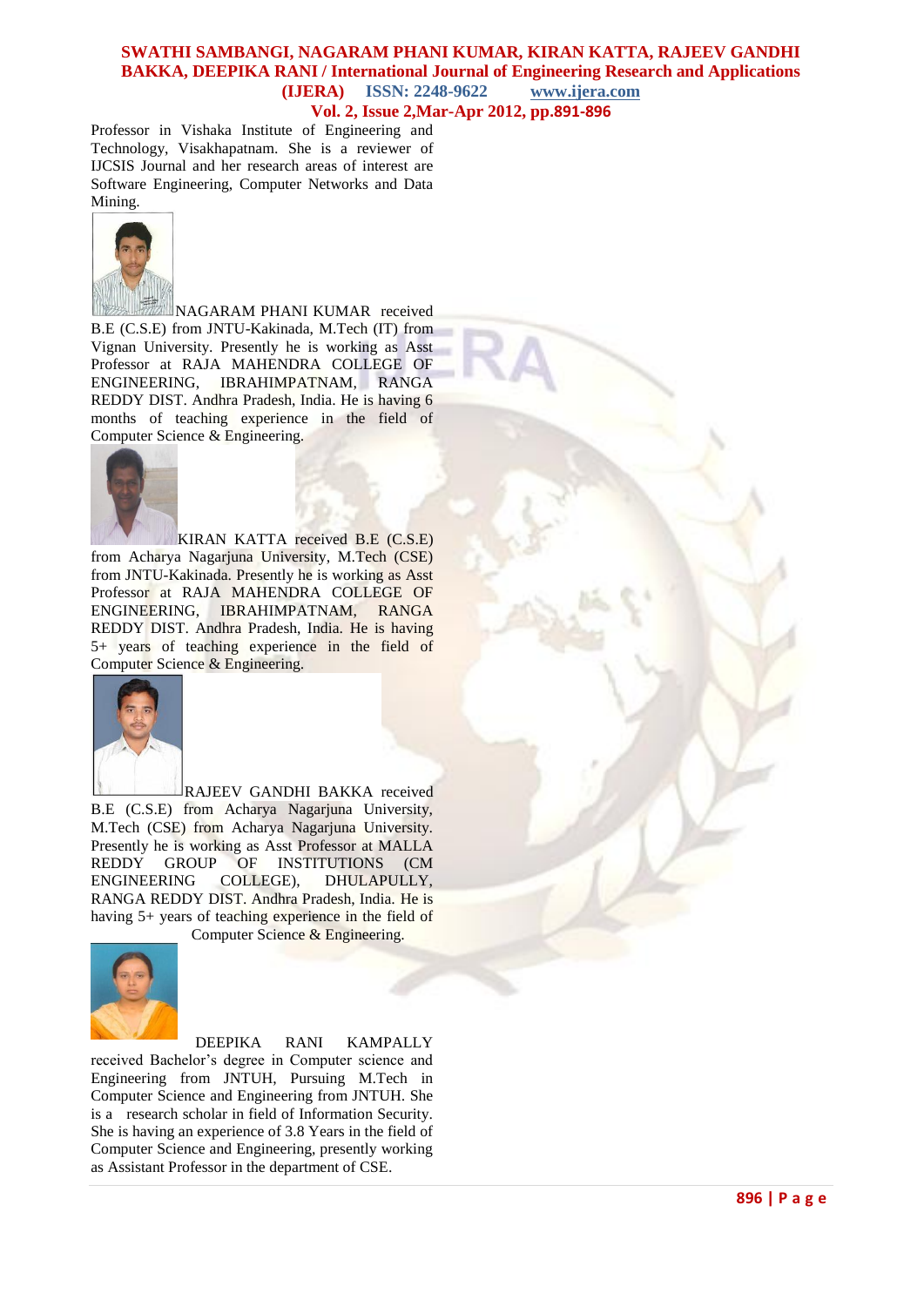Professor in Vishaka Institute of Engineering and Technology, Visakhapatnam. She is a reviewer of IJCSIS Journal and her research areas of interest are Software Engineering, Computer Networks and Data Mining.

NAGARAM PHANI KUMAR received B.E (C.S.E) from JNTU-Kakinada, M.Tech (IT) from Vignan University. Presently he is working as Asst Professor at RAJA MAHENDRA COLLEGE OF ENGINEERING, IBRAHIMPATNAM, RANGA REDDY DIST. Andhra Pradesh, India. He is having 6 months of teaching experience in the field of Computer Science & Engineering.

KIRAN KATTA received B.E (C.S.E) from Acharya Nagarjuna University, M.Tech (CSE) from JNTU-Kakinada. Presently he is working as Asst Professor at RAJA MAHENDRA COLLEGE OF ENGINEERING, IBRAHIMPATNAM, RANGA REDDY DIST. Andhra Pradesh, India. He is having 5+ years of teaching experience in the field of Computer Science & Engineering.

RAJEEV GANDHI BAKKA received B.E (C.S.E) from Acharya Nagarjuna University, M.Tech (CSE) from Acharya Nagarjuna University. Presently he is working as Asst Professor at MALLA REDDY GROUP OF INSTITUTIONS (CM ENGINEERING COLLEGE), DHULAPULLY, RANGA REDDY DIST. Andhra Pradesh, India. He is having 5+ years of teaching experience in the field of Computer Science & Engineering.

DEEPIKA RANI KAMPALLY received Bachelor's degree in Computer science and Engineering from JNTUH, Pursuing M.Tech in Computer Science and Engineering from JNTUH. She is a research scholar in field of Information Security. She is having an experience of 3.8 Years in the field of Computer Science and Engineering, presently working as Assistant Professor in the department of CSE.